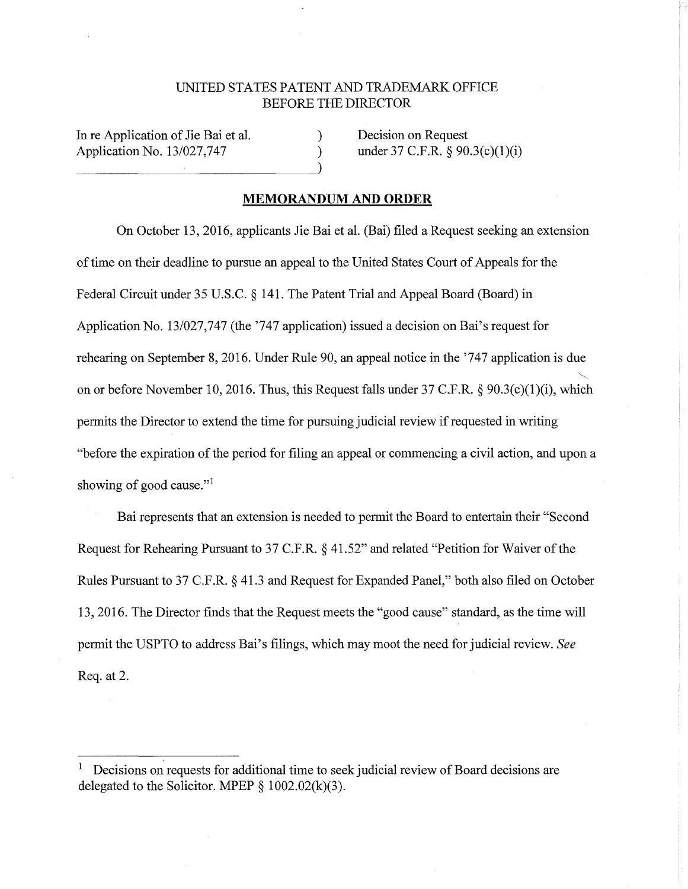UNITED STATES PATENT AND TRADEMARK OFFICE
BEFORE THE DIRECTOR

In re Application of Jie Bai et al.
Application No. 13/027,747

Decision on Request
under 37 C.F.R. § 90.3(c)(1)(i)

## MEMORANDUM AND ORDER

On October 13, 2016, applicants Jie Bai et al. (Bai) filed a Request seeking an extension of time on their deadline to pursue an appeal to the United States Court of Appeals for the Federal Circuit under 35 U.S.C. § 141. The Patent Trial and Appeal Board (Board) in Application No. 13/027,747 (the '747 application) issued a decision on Bai's request for rehearing on September 8, 2016. Under Rule 90, an appeal notice in the '747 application is due on or before November 10, 2016. Thus, this Request falls under 37 C.F.R. § 90.3(c)(1)(i), which permits the Director to extend the time for pursuing judicial review if requested in writing "before the expiration of the period for filing an appeal or commencing a civil action, and upon a showing of good cause."[1]

Bai represents that an extension is needed to permit the Board to entertain their "Second Request for Rehearing Pursuant to 37 C.F.R. § 41.52" and related "Petition for Waiver of the Rules Pursuant to 37 C.F.R. § 41.3 and Request for Expanded Panel," both also filed on October 13, 2016. The Director finds that the Request meets the "good cause" standard, as the time will permit the USPTO to address Bai's filings, which may moot the need for judicial review. *See* Req. at 2.

---

[1] Decisions on requests for additional time to seek judicial review of Board decisions are delegated to the Solicitor. MPEP § 1002.02(k)(3).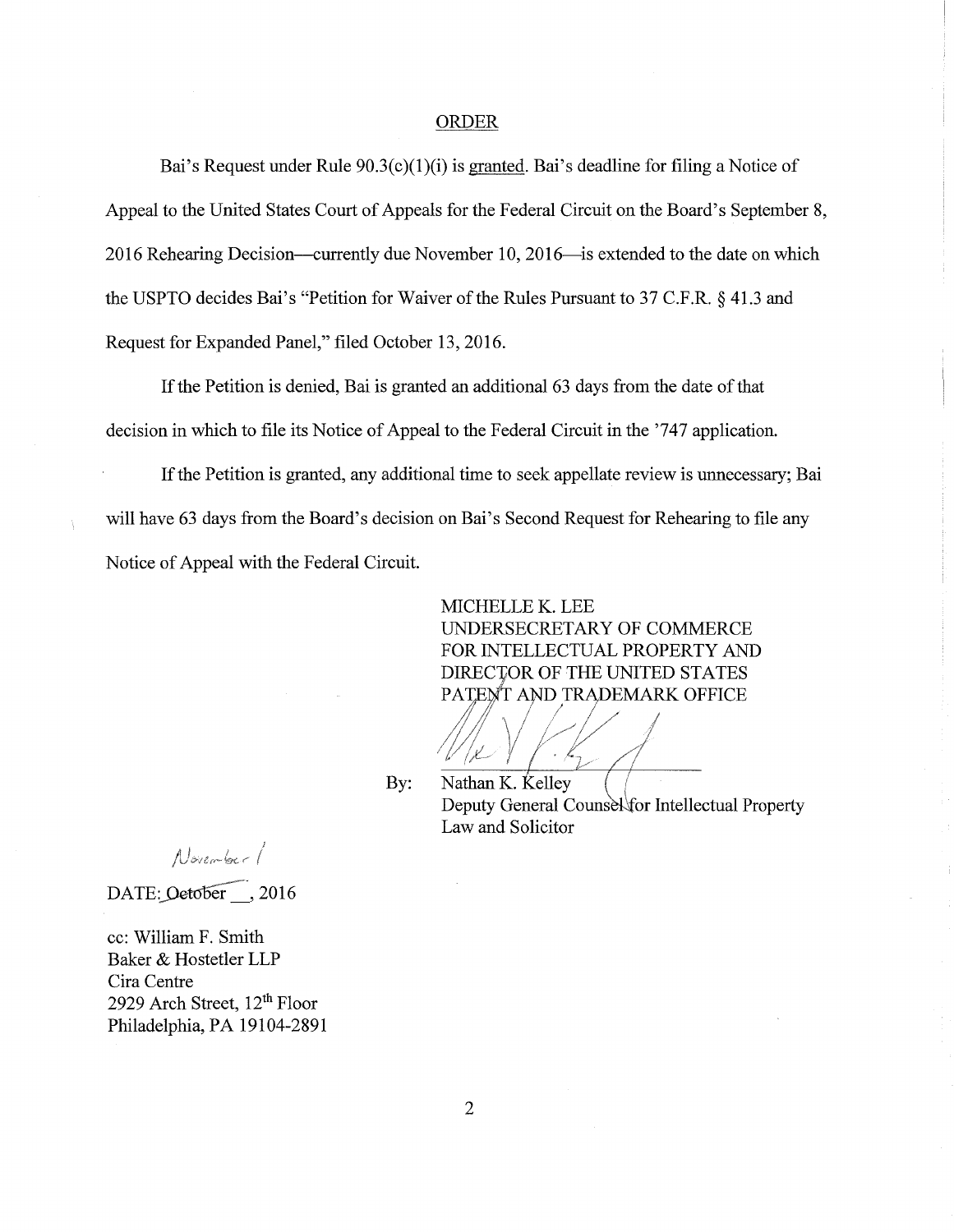## ORDER

Bai's Request under Rule 90.3(c)(1)(i) is granted. Bai's deadline for filing a Notice of Appeal to the United States Court of Appeals for the Federal Circuit on the Board's September 8, 2016 Rehearing Decision—currently due November 10, 2016—is extended to the date on which the USPTO decides Bai's "Petition for Waiver of the Rules Pursuant to 37 C.F.R. § 41.3 and Request for Expanded Panel," filed October 13, 2016.

If the Petition is denied, Bai is granted an additional 63 days from the date of that decision in which to file its Notice of Appeal to the Federal Circuit in the '747 application.

If the Petition is granted, any additional time to seek appellate review is unnecessary; Bai will have 63 days from the Board's decision on Bai's Second Request for Rehearing to file any Notice of Appeal with the Federal Circuit.

MICHELLE K. LEE
UNDERSECRETARY OF COMMERCE
FOR INTELLECTUAL PROPERTY AND
DIRECTOR OF THE UNITED STATES
PATENT AND TRADEMARK OFFICE

By: Nathan K. Kelley
Deputy General Counsel for Intellectual Property
Law and Solicitor

DATE: ~~October~~ November 1, 2016

cc: William F. Smith
Baker & Hostetler LLP
Cira Centre
2929 Arch Street, 12th Floor
Philadelphia, PA 19104-2891